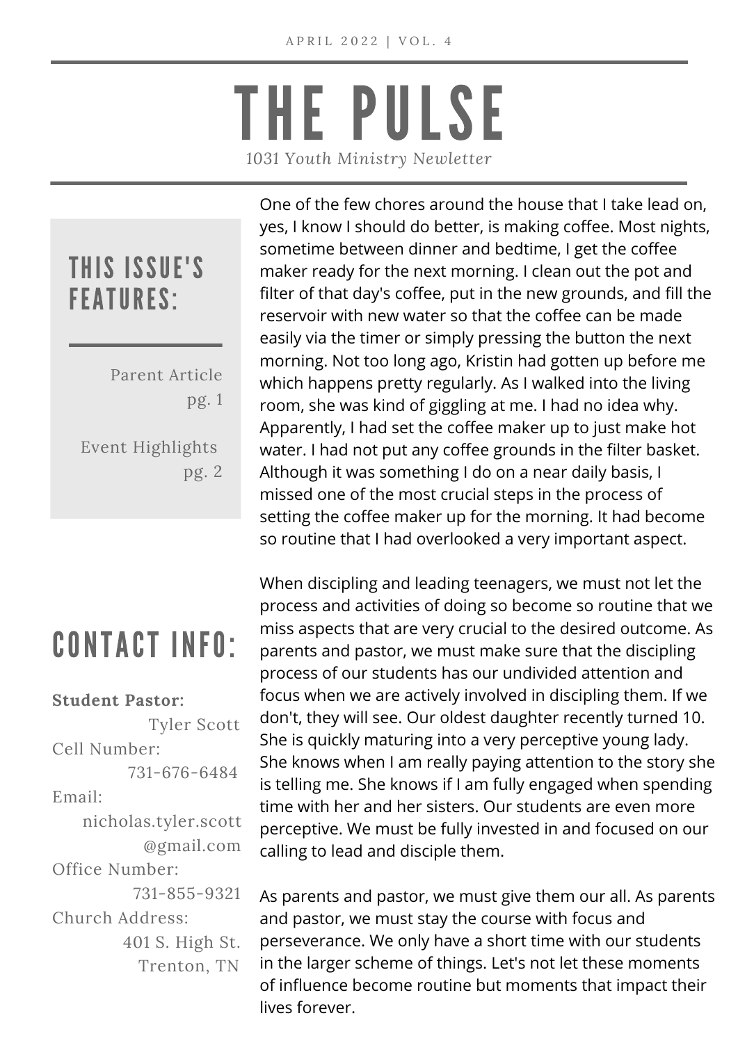APRIL 2022 | VOL. 4

# THE PULSE

*1031 Youth Ministry Newletter*

## THIS ISSUE'S FEATURES:

Parent Article pg. 1

Event Highlights pg. 2

## CONTACT INFO:

**Student Pastor:** Tyler Scott

Cell Number: 731-676-6484

Email: nicholas.tyler.scott@gmail.com

Office Number: 731-855-9321

Church Address: 401 S. High St. Trenton, TN

One of the few chores around the house that I take lead on, yes, I know I should do better, is making coffee. Most nights, sometime between dinner and bedtime, I get the coffee maker ready for the next morning. I clean out the pot and filter of that day's coffee, put in the new grounds, and fill the reservoir with new water so that the coffee can be made easily via the timer or simply pressing the button the next morning. Not too long ago, Kristin had gotten up before me which happens pretty regularly. As I walked into the living room, she was kind of giggling at me. I had no idea why. Apparently, I had set the coffee maker up to just make hot water. I had not put any coffee grounds in the filter basket. Although it was something I do on a near daily basis, I missed one of the most crucial steps in the process of setting the coffee maker up for the morning. It had become so routine that I had overlooked a very important aspect.

When discipling and leading teenagers, we must not let the process and activities of doing so become so routine that we miss aspects that are very crucial to the desired outcome. As parents and pastor, we must make sure that the discipling process of our students has our undivided attention and focus when we are actively involved in discipling them. If we don't, they will see. Our oldest daughter recently turned 10. She is quickly maturing into a very perceptive young lady. She knows when I am really paying attention to the story she is telling me. She knows if I am fully engaged when spending time with her and her sisters. Our students are even more perceptive. We must be fully invested in and focused on our calling to lead and disciple them.

As parents and pastor, we must give them our all. As parents and pastor, we must stay the course with focus and perseverance. We only have a short time with our students in the larger scheme of things. Let's not let these moments of influence become routine but moments that impact their lives forever.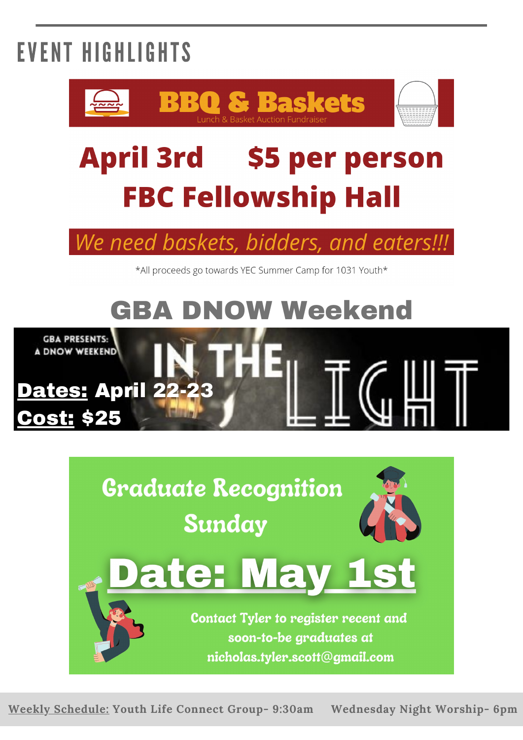# EVENT HIGHLIGHTS

## BBQ & Baskets

Lunch & Basket Auction Fundraiser

**April 3rd $5 per person**

**FBC Fellowship Hall**

*We need baskets, bidders, and eaters!!!*

*All proceeds go towards YEC Summer Camp for 1031 Youth*

## GBA DNOW Weekend

GBA PRESENTS: A DNOW WEEKEND

IN THE LIGHT

**Dates:** April 22-23

**Cost:** $25

## Graduate Recognition Sunday

**Date: May 1st**

Contact Tyler to register recent and soon-to-be graduates at nicholas.tyler.scott@gmail.com

**Weekly Schedule:** Youth Life Connect Group- 9:30am Wednesday Night Worship- 6pm